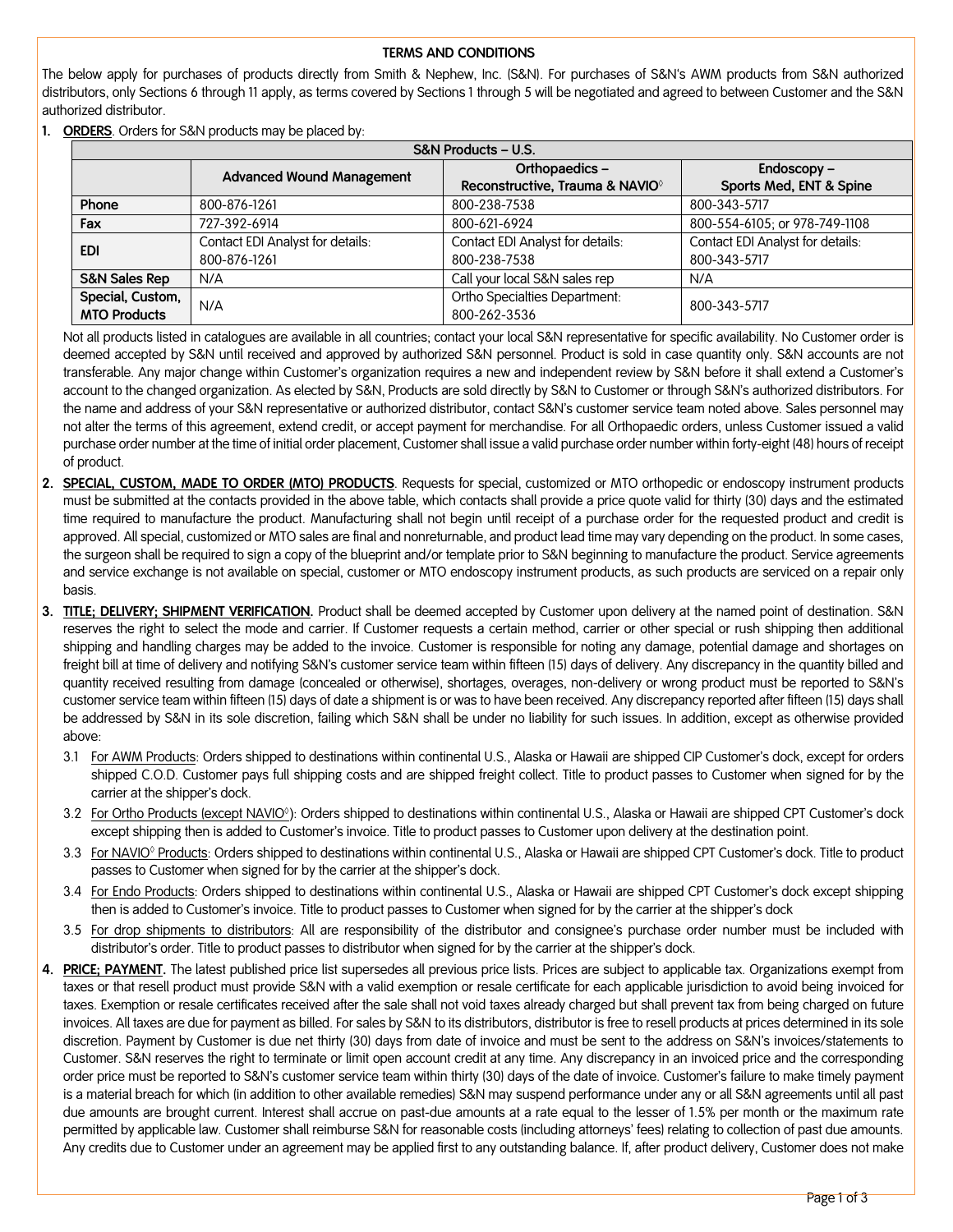## TERMS AND CONDITIONS

The below apply for purchases of products directly from Smith & Nephew, Inc. (S&N). For purchases of S&N's AWM products from S&N authorized distributors, only Sections 6 through 11 apply, as terms covered by Sections 1 through 5 will be negotiated and agreed to between Customer and the S&N authorized distributor.

1. **ORDERS**. Orders for S&N products may be placed by:

| S&N Products – U.S. | | | |
|---|---|---|---|
| | **Advanced Wound Management** | **Orthopaedics – Reconstructive, Trauma & NAVIO◊** | **Endoscopy – Sports Med, ENT & Spine** |
| **Phone** | 800-876-1261 | 800-238-7538 | 800-343-5717 |
| **Fax** | 727-392-6914 | 800-621-6924 | 800-554-6105; or 978-749-1108 |
| **EDI** | Contact EDI Analyst for details: 800-876-1261 | Contact EDI Analyst for details: 800-238-7538 | Contact EDI Analyst for details: 800-343-5717 |
| **S&N Sales Rep** | N/A | Call your local S&N sales rep | N/A |
| **Special, Custom, MTO Products** | N/A | Ortho Specialties Department: 800-262-3536 | 800-343-5717 |

Not all products listed in catalogues are available in all countries; contact your local S&N representative for specific availability. No Customer order is deemed accepted by S&N until received and approved by authorized S&N personnel. Product is sold in case quantity only. S&N accounts are not transferable. Any major change within Customer's organization requires a new and independent review by S&N before it shall extend a Customer's account to the changed organization. As elected by S&N, Products are sold directly by S&N to Customer or through S&N's authorized distributors. For the name and address of your S&N representative or authorized distributor, contact S&N's customer service team noted above. Sales personnel may not alter the terms of this agreement, extend credit, or accept payment for merchandise. For all Orthopaedic orders, unless Customer issued a valid purchase order number at the time of initial order placement, Customer shall issue a valid purchase order number within forty-eight (48) hours of receipt of product.

2. **SPECIAL, CUSTOM, MADE TO ORDER (MTO) PRODUCTS**. Requests for special, customized or MTO orthopedic or endoscopy instrument products must be submitted at the contacts provided in the above table, which contacts shall provide a price quote valid for thirty (30) days and the estimated time required to manufacture the product. Manufacturing shall not begin until receipt of a purchase order for the requested product and credit is approved. All special, customized or MTO sales are final and nonreturnable, and product lead time may vary depending on the product. In some cases, the surgeon shall be required to sign a copy of the blueprint and/or template prior to S&N beginning to manufacture the product. Service agreements and service exchange is not available on special, customer or MTO endoscopy instrument products, as such products are serviced on a repair only basis.

3. **TITLE; DELIVERY; SHIPMENT VERIFICATION.** Product shall be deemed accepted by Customer upon delivery at the named point of destination. S&N reserves the right to select the mode and carrier. If Customer requests a certain method, carrier or other special or rush shipping then additional shipping and handling charges may be added to the invoice. Customer is responsible for noting any damage, potential damage and shortages on freight bill at time of delivery and notifying S&N's customer service team within fifteen (15) days of delivery. Any discrepancy in the quantity billed and quantity received resulting from damage (concealed or otherwise), shortages, overages, non-delivery or wrong product must be reported to S&N's customer service team within fifteen (15) days of date a shipment is or was to have been received. Any discrepancy reported after fifteen (15) days shall be addressed by S&N in its sole discretion, failing which S&N shall be under no liability for such issues. In addition, except as otherwise provided above:

   3.1 For AWM Products: Orders shipped to destinations within continental U.S., Alaska or Hawaii are shipped CIP Customer's dock, except for orders shipped C.O.D. Customer pays full shipping costs and are shipped freight collect. Title to product passes to Customer when signed for by the carrier at the shipper's dock.

   3.2 For Ortho Products (except NAVIO◊): Orders shipped to destinations within continental U.S., Alaska or Hawaii are shipped CPT Customer's dock except shipping then is added to Customer's invoice. Title to product passes to Customer upon delivery at the destination point.

   3.3 For NAVIO◊ Products: Orders shipped to destinations within continental U.S., Alaska or Hawaii are shipped CPT Customer's dock. Title to product passes to Customer when signed for by the carrier at the shipper's dock.

   3.4 For Endo Products: Orders shipped to destinations within continental U.S., Alaska or Hawaii are shipped CPT Customer's dock except shipping then is added to Customer's invoice. Title to product passes to Customer when signed for by the carrier at the shipper's dock

   3.5 For drop shipments to distributors: All are responsibility of the distributor and consignee's purchase order number must be included with distributor's order. Title to product passes to distributor when signed for by the carrier at the shipper's dock.

4. **PRICE; PAYMENT.** The latest published price list supersedes all previous price lists. Prices are subject to applicable tax. Organizations exempt from taxes or that resell product must provide S&N with a valid exemption or resale certificate for each applicable jurisdiction to avoid being invoiced for taxes. Exemption or resale certificates received after the sale shall not void taxes already charged but shall prevent tax from being charged on future invoices. All taxes are due for payment as billed. For sales by S&N to its distributors, distributor is free to resell products at prices determined in its sole discretion. Payment by Customer is due net thirty (30) days from date of invoice and must be sent to the address on S&N's invoices/statements to Customer. S&N reserves the right to terminate or limit open account credit at any time. Any discrepancy in an invoiced price and the corresponding order price must be reported to S&N's customer service team within thirty (30) days of the date of invoice. Customer's failure to make timely payment is a material breach for which (in addition to other available remedies) S&N may suspend performance under any or all S&N agreements until all past due amounts are brought current. Interest shall accrue on past-due amounts at a rate equal to the lesser of 1.5% per month or the maximum rate permitted by applicable law. Customer shall reimburse S&N for reasonable costs (including attorneys' fees) relating to collection of past due amounts. Any credits due to Customer under an agreement may be applied first to any outstanding balance. If, after product delivery, Customer does not make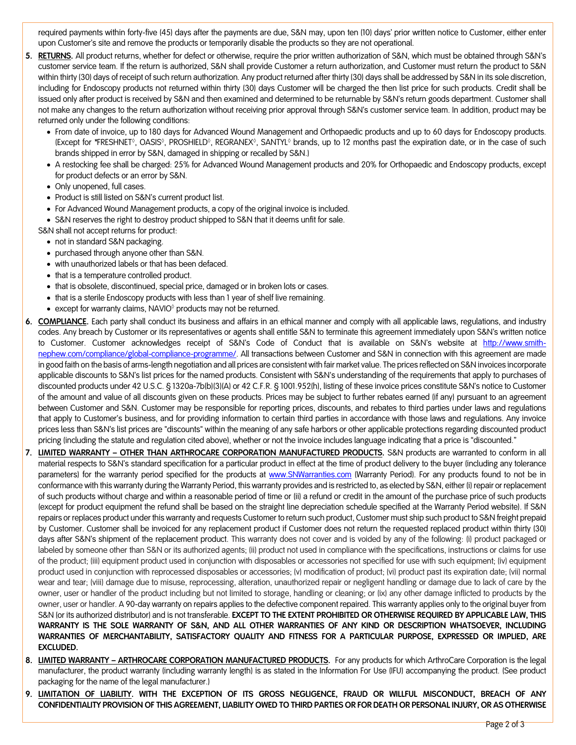required payments within forty-five (45) days after the payments are due, S&N may, upon ten (10) days' prior written notice to Customer, either enter upon Customer's site and remove the products or temporarily disable the products so they are not operational.

5. **RETURNS.** All product returns, whether for defect or otherwise, require the prior written authorization of S&N, which must be obtained through S&N's customer service team. If the return is authorized, S&N shall provide Customer a return authorization, and Customer must return the product to S&N within thirty (30) days of receipt of such return authorization. Any product returned after thirty (30) days shall be addressed by S&N in its sole discretion, including for Endoscopy products not returned within thirty (30) days Customer will be charged the then list price for such products. Credit shall be issued only after product is received by S&N and then examined and determined to be returnable by S&N's return goods department. Customer shall not make any changes to the return authorization without receiving prior approval through S&N's customer service team. In addition, product may be returned only under the following conditions:
   - From date of invoice, up to 180 days for Advanced Wound Management and Orthopaedic products and up to 60 days for Endoscopy products. (Except for *FRESHNET◊, OASIS◊, PROSHIELD◊, REGRANEX◊, SANTYL◊ brands, up to 12 months past the expiration date, or in the case of such brands shipped in error by S&N, damaged in shipping or recalled by S&N.)
   - A restocking fee shall be charged: 25% for Advanced Wound Management products and 20% for Orthopaedic and Endoscopy products, except for product defects or an error by S&N.
   - Only unopened, full cases.
   - Product is still listed on S&N's current product list.
   - For Advanced Wound Management products, a copy of the original invoice is included.
   - S&N reserves the right to destroy product shipped to S&N that it deems unfit for sale.

   S&N shall not accept returns for product:
   - not in standard S&N packaging.
   - purchased through anyone other than S&N.
   - with unauthorized labels or that has been defaced.
   - that is a temperature controlled product.
   - that is obsolete, discontinued, special price, damaged or in broken lots or cases.
   - that is a sterile Endoscopy products with less than 1 year of shelf live remaining.
   - except for warranty claims, NAVIO◊ products may not be returned.

6. **COMPLIANCE.** Each party shall conduct its business and affairs in an ethical manner and comply with all applicable laws, regulations, and industry codes. Any breach by Customer or its representatives or agents shall entitle S&N to terminate this agreement immediately upon S&N's written notice to Customer. Customer acknowledges receipt of S&N's Code of Conduct that is available on S&N's website at http://www.smith-nephew.com/compliance/global-compliance-programme/. All transactions between Customer and S&N in connection with this agreement are made in good faith on the basis of arms-length negotiation and all prices are consistent with fair market value. The prices reflected on S&N invoices incorporate applicable discounts to S&N's list prices for the named products. Consistent with S&N's understanding of the requirements that apply to purchases of discounted products under 42 U.S.C. § 1320a-7b(b)(3)(A) or 42 C.F.R. § 1001.952(h), listing of these invoice prices constitute S&N's notice to Customer of the amount and value of all discounts given on these products. Prices may be subject to further rebates earned (if any) pursuant to an agreement between Customer and S&N. Customer may be responsible for reporting prices, discounts, and rebates to third parties under laws and regulations that apply to Customer's business, and for providing information to certain third parties in accordance with those laws and regulations. Any invoice prices less than S&N's list prices are "discounts" within the meaning of any safe harbors or other applicable protections regarding discounted product pricing (including the statute and regulation cited above), whether or not the invoice includes language indicating that a price is "discounted."

7. **LIMITED WARRANTY – OTHER THAN ARTHROCARE CORPORATION MANUFACTURED PRODUCTS.** S&N products are warranted to conform in all material respects to S&N's standard specification for a particular product in effect at the time of product delivery to the buyer (including any tolerance parameters) for the warranty period specified for the products at www.SNWarranties.com (Warranty Period). For any products found to not be in conformance with this warranty during the Warranty Period, this warranty provides and is restricted to, as elected by S&N, either (i) repair or replacement of such products without charge and within a reasonable period of time or (ii) a refund or credit in the amount of the purchase price of such products (except for product equipment the refund shall be based on the straight line depreciation schedule specified at the Warranty Period website). If S&N repairs or replaces product under this warranty and requests Customer to return such product, Customer must ship such product to S&N freight prepaid by Customer. Customer shall be invoiced for any replacement product if Customer does not return the requested replaced product within thirty (30) days after S&N's shipment of the replacement product. This warranty does not cover and is voided by any of the following: (i) product packaged or labeled by someone other than S&N or its authorized agents; (ii) product not used in compliance with the specifications, instructions or claims for use of the product; (iii) equipment product used in conjunction with disposables or accessories not specified for use with such equipment; (iv) equipment product used in conjunction with reprocessed disposables or accessories; (v) modification of product; (vi) product past its expiration date; (vii) normal wear and tear; (viii) damage due to misuse, reprocessing, alteration, unauthorized repair or negligent handling or damage due to lack of care by the owner, user or handler of the product including but not limited to storage, handling or cleaning; or (ix) any other damage inflicted to products by the owner, user or handler. A 90-day warranty on repairs applies to the defective component repaired. This warranty applies only to the original buyer from S&N (or its authorized distributor) and is not transferable. **EXCEPT TO THE EXTENT PROHIBITED OR OTHERWISE REQUIRED BY APPLICABLE LAW, THIS WARRANTY IS THE SOLE WARRANTY OF S&N, AND ALL OTHER WARRANTIES OF ANY KIND OR DESCRIPTION WHATSOEVER, INCLUDING WARRANTIES OF MERCHANTABILITY, SATISFACTORY QUALITY AND FITNESS FOR A PARTICULAR PURPOSE, EXPRESSED OR IMPLIED, ARE EXCLUDED.**

8. **LIMITED WARRANTY – ARTHROCARE CORPORATION MANUFACTURED PRODUCTS.** For any products for which ArthroCare Corporation is the legal manufacturer, the product warranty (including warranty length) is as stated in the Information For Use (IFU) accompanying the product. (See product packaging for the name of the legal manufacturer.)

9. **LIMITATION OF LIABILITY. WITH THE EXCEPTION OF ITS GROSS NEGLIGENCE, FRAUD OR WILLFUL MISCONDUCT, BREACH OF ANY CONFIDENTIALITY PROVISION OF THIS AGREEMENT, LIABILITY OWED TO THIRD PARTIES OR FOR DEATH OR PERSONAL INJURY, OR AS OTHERWISE**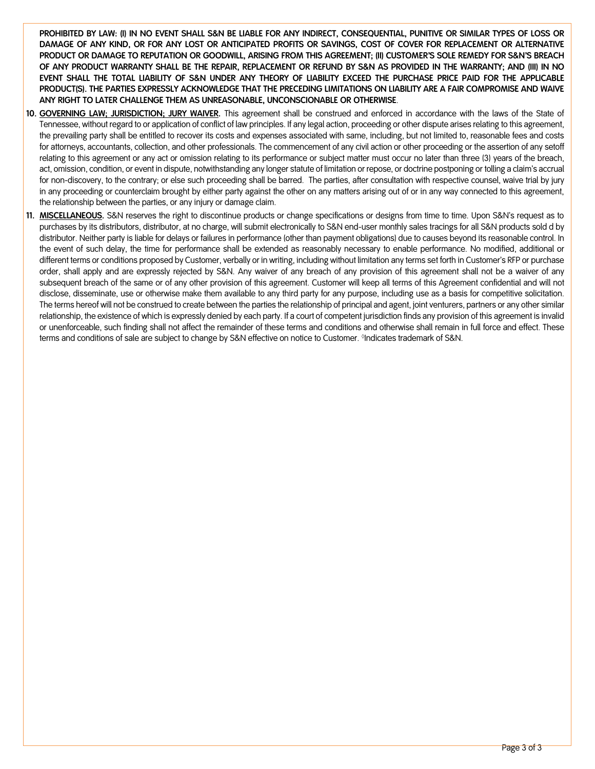**PROHIBITED BY LAW: (I) IN NO EVENT SHALL S&N BE LIABLE FOR ANY INDIRECT, CONSEQUENTIAL, PUNITIVE OR SIMILAR TYPES OF LOSS OR DAMAGE OF ANY KIND, OR FOR ANY LOST OR ANTICIPATED PROFITS OR SAVINGS, COST OF COVER FOR REPLACEMENT OR ALTERNATIVE PRODUCT OR DAMAGE TO REPUTATION OR GOODWILL, ARISING FROM THIS AGREEMENT; (II) CUSTOMER'S SOLE REMEDY FOR S&N'S BREACH OF ANY PRODUCT WARRANTY SHALL BE THE REPAIR, REPLACEMENT OR REFUND BY S&N AS PROVIDED IN THE WARRANTY; AND (III) IN NO EVENT SHALL THE TOTAL LIABILITY OF S&N UNDER ANY THEORY OF LIABILITY EXCEED THE PURCHASE PRICE PAID FOR THE APPLICABLE PRODUCT(S). THE PARTIES EXPRESSLY ACKNOWLEDGE THAT THE PRECEDING LIMITATIONS ON LIABILITY ARE A FAIR COMPROMISE AND WAIVE ANY RIGHT TO LATER CHALLENGE THEM AS UNREASONABLE, UNCONSCIONABLE OR OTHERWISE**.

10. **GOVERNING LAW; JURISDICTION; JURY WAIVER.** This agreement shall be construed and enforced in accordance with the laws of the State of Tennessee, without regard to or application of conflict of law principles. If any legal action, proceeding or other dispute arises relating to this agreement, the prevailing party shall be entitled to recover its costs and expenses associated with same, including, but not limited to, reasonable fees and costs for attorneys, accountants, collection, and other professionals. The commencement of any civil action or other proceeding or the assertion of any setoff relating to this agreement or any act or omission relating to its performance or subject matter must occur no later than three (3) years of the breach, act, omission, condition, or event in dispute, notwithstanding any longer statute of limitation or repose, or doctrine postponing or tolling a claim's accrual for non-discovery, to the contrary; or else such proceeding shall be barred. The parties, after consultation with respective counsel, waive trial by jury in any proceeding or counterclaim brought by either party against the other on any matters arising out of or in any way connected to this agreement, the relationship between the parties, or any injury or damage claim.

11. **MISCELLANEOUS.** S&N reserves the right to discontinue products or change specifications or designs from time to time. Upon S&N's request as to purchases by its distributors, distributor, at no charge, will submit electronically to S&N end-user monthly sales tracings for all S&N products sold d by distributor. Neither party is liable for delays or failures in performance (other than payment obligations) due to causes beyond its reasonable control. In the event of such delay, the time for performance shall be extended as reasonably necessary to enable performance. No modified, additional or different terms or conditions proposed by Customer, verbally or in writing, including without limitation any terms set forth in Customer's RFP or purchase order, shall apply and are expressly rejected by S&N. Any waiver of any breach of any provision of this agreement shall not be a waiver of any subsequent breach of the same or of any other provision of this agreement. Customer will keep all terms of this Agreement confidential and will not disclose, disseminate, use or otherwise make them available to any third party for any purpose, including use as a basis for competitive solicitation. The terms hereof will not be construed to create between the parties the relationship of principal and agent, joint venturers, partners or any other similar relationship, the existence of which is expressly denied by each party. If a court of competent jurisdiction finds any provision of this agreement is invalid or unenforceable, such finding shall not affect the remainder of these terms and conditions and otherwise shall remain in full force and effect. These terms and conditions of sale are subject to change by S&N effective on notice to Customer. ◊Indicates trademark of S&N.